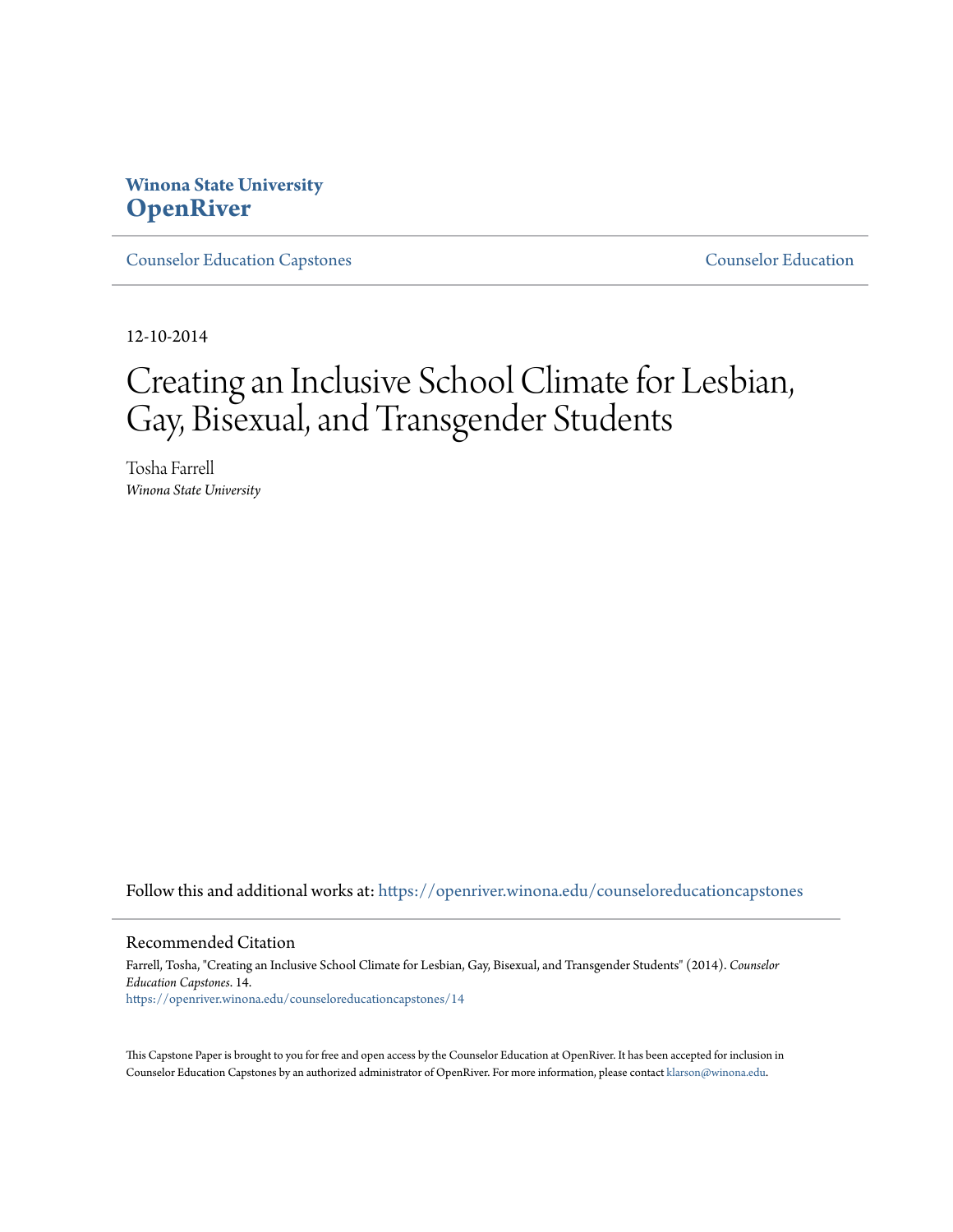**Winona State University**
**OpenRiver**

Counselor Education Capstones | Counselor Education

12-10-2014

# Creating an Inclusive School Climate for Lesbian, Gay, Bisexual, and Transgender Students

Tosha Farrell
*Winona State University*

Follow this and additional works at: https://openriver.winona.edu/counseloreducationcapstones

## Recommended Citation

Farrell, Tosha, "Creating an Inclusive School Climate for Lesbian, Gay, Bisexual, and Transgender Students" (2014). *Counselor Education Capstones*. 14.
https://openriver.winona.edu/counseloreducationcapstones/14

This Capstone Paper is brought to you for free and open access by the Counselor Education at OpenRiver. It has been accepted for inclusion in Counselor Education Capstones by an authorized administrator of OpenRiver. For more information, please contact klarson@winona.edu.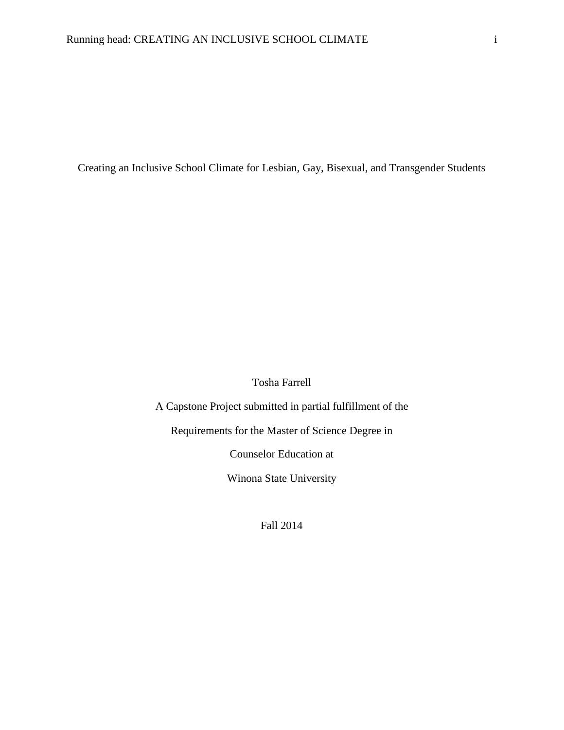# Creating an Inclusive School Climate for Lesbian, Gay, Bisexual, and Transgender Students

Tosha Farrell

A Capstone Project submitted in partial fulfillment of the

Requirements for the Master of Science Degree in

Counselor Education at

Winona State University

Fall 2014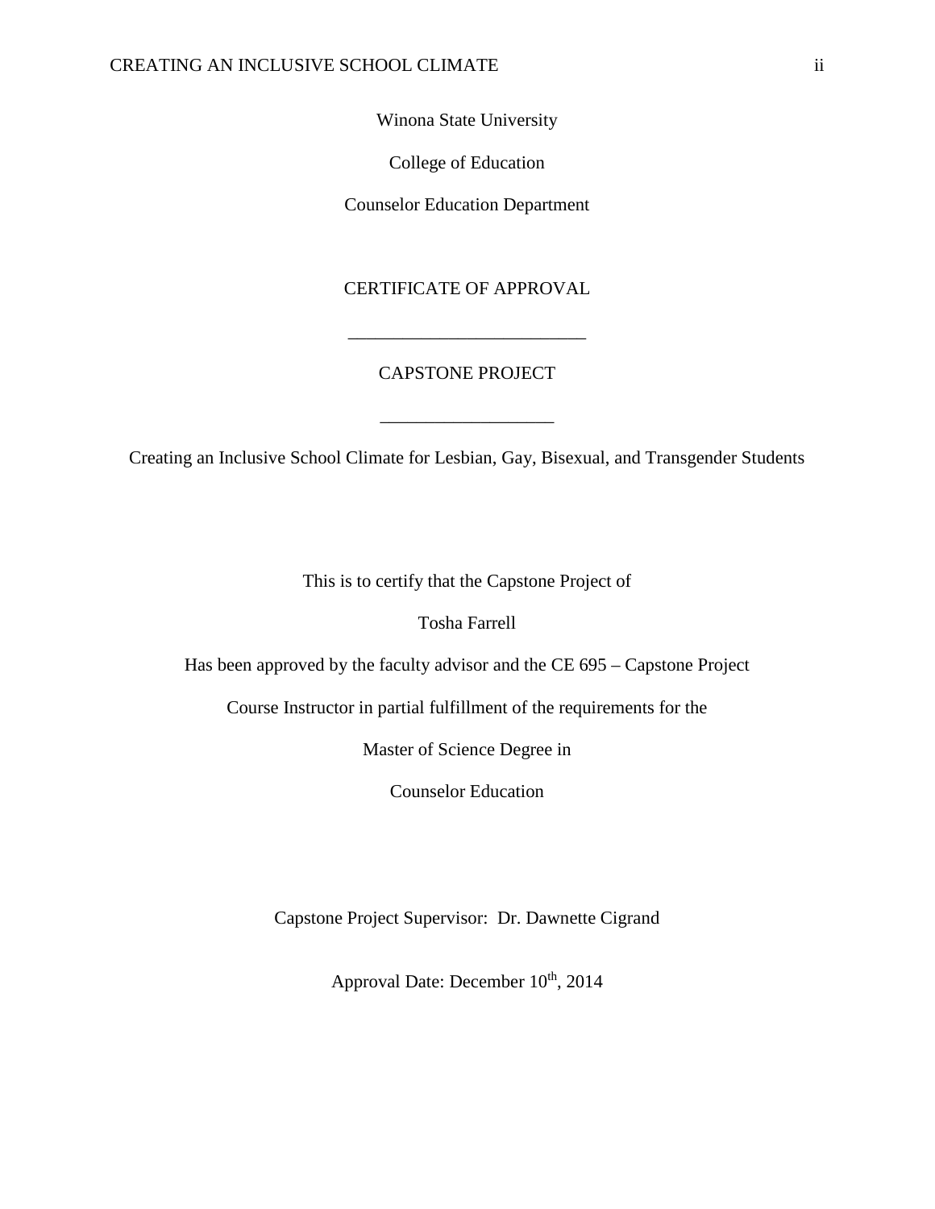Winona State University

College of Education

Counselor Education Department

CERTIFICATE OF APPROVAL

\_\_\_\_\_\_\_\_\_\_\_\_\_\_\_\_\_\_\_\_\_\_\_\_\_\_

CAPSTONE PROJECT

\_\_\_\_\_\_\_\_\_\_\_\_\_\_\_\_\_\_\_

Creating an Inclusive School Climate for Lesbian, Gay, Bisexual, and Transgender Students

This is to certify that the Capstone Project of

Tosha Farrell

Has been approved by the faculty advisor and the CE 695 – Capstone Project

Course Instructor in partial fulfillment of the requirements for the

Master of Science Degree in

Counselor Education

Capstone Project Supervisor: Dr. Dawnette Cigrand

Approval Date: December 10th, 2014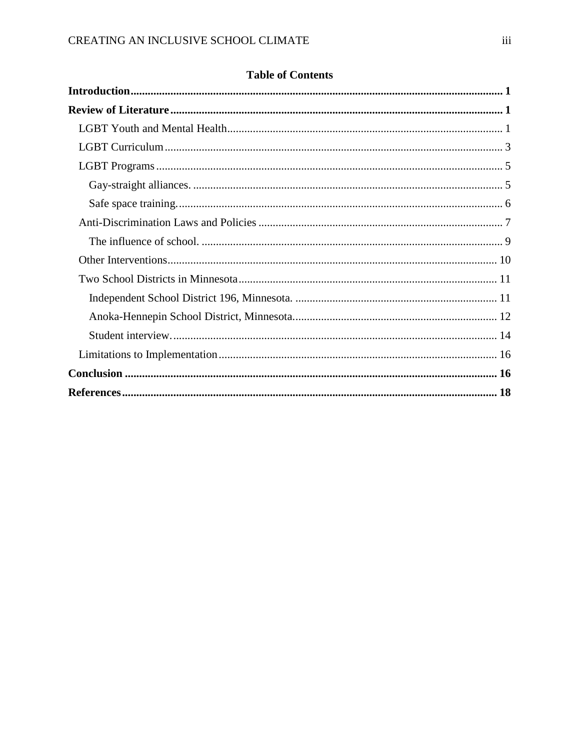**Table of Contents**

**Introduction** ........ **1**

**Review of Literature** ........ **1**

- LGBT Youth and Mental Health ........ 1
- LGBT Curriculum ........ 3
- LGBT Programs ........ 5
  - Gay-straight alliances. ........ 5
  - Safe space training. ........ 6
- Anti-Discrimination Laws and Policies ........ 7
  - The influence of school. ........ 9
- Other Interventions ........ 10
- Two School Districts in Minnesota ........ 11
  - Independent School District 196, Minnesota. ........ 11
  - Anoka-Hennepin School District, Minnesota. ........ 12
  - Student interview. ........ 14
- Limitations to Implementation ........ 16

**Conclusion** ........ **16**

**References** ........ **18**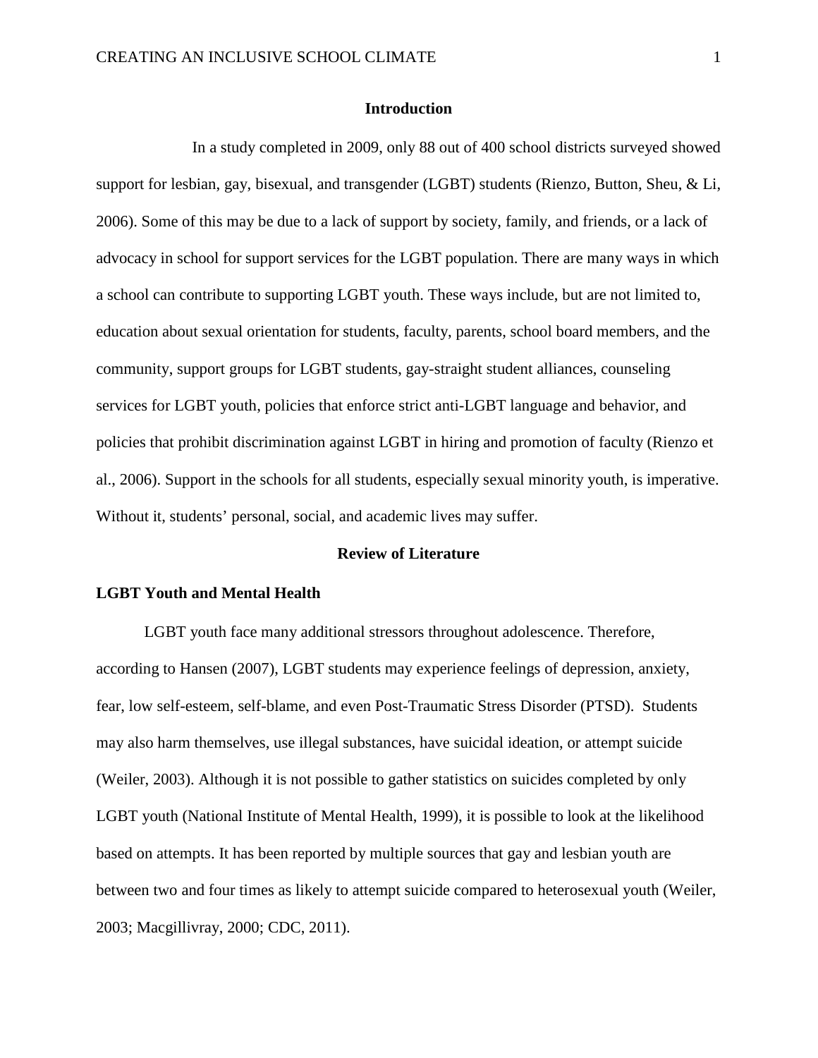## Introduction

In a study completed in 2009, only 88 out of 400 school districts surveyed showed support for lesbian, gay, bisexual, and transgender (LGBT) students (Rienzo, Button, Sheu, & Li, 2006). Some of this may be due to a lack of support by society, family, and friends, or a lack of advocacy in school for support services for the LGBT population. There are many ways in which a school can contribute to supporting LGBT youth. These ways include, but are not limited to, education about sexual orientation for students, faculty, parents, school board members, and the community, support groups for LGBT students, gay-straight student alliances, counseling services for LGBT youth, policies that enforce strict anti-LGBT language and behavior, and policies that prohibit discrimination against LGBT in hiring and promotion of faculty (Rienzo et al., 2006). Support in the schools for all students, especially sexual minority youth, is imperative. Without it, students' personal, social, and academic lives may suffer.

## Review of Literature

### LGBT Youth and Mental Health

LGBT youth face many additional stressors throughout adolescence. Therefore, according to Hansen (2007), LGBT students may experience feelings of depression, anxiety, fear, low self-esteem, self-blame, and even Post-Traumatic Stress Disorder (PTSD). Students may also harm themselves, use illegal substances, have suicidal ideation, or attempt suicide (Weiler, 2003). Although it is not possible to gather statistics on suicides completed by only LGBT youth (National Institute of Mental Health, 1999), it is possible to look at the likelihood based on attempts. It has been reported by multiple sources that gay and lesbian youth are between two and four times as likely to attempt suicide compared to heterosexual youth (Weiler, 2003; Macgillivray, 2000; CDC, 2011).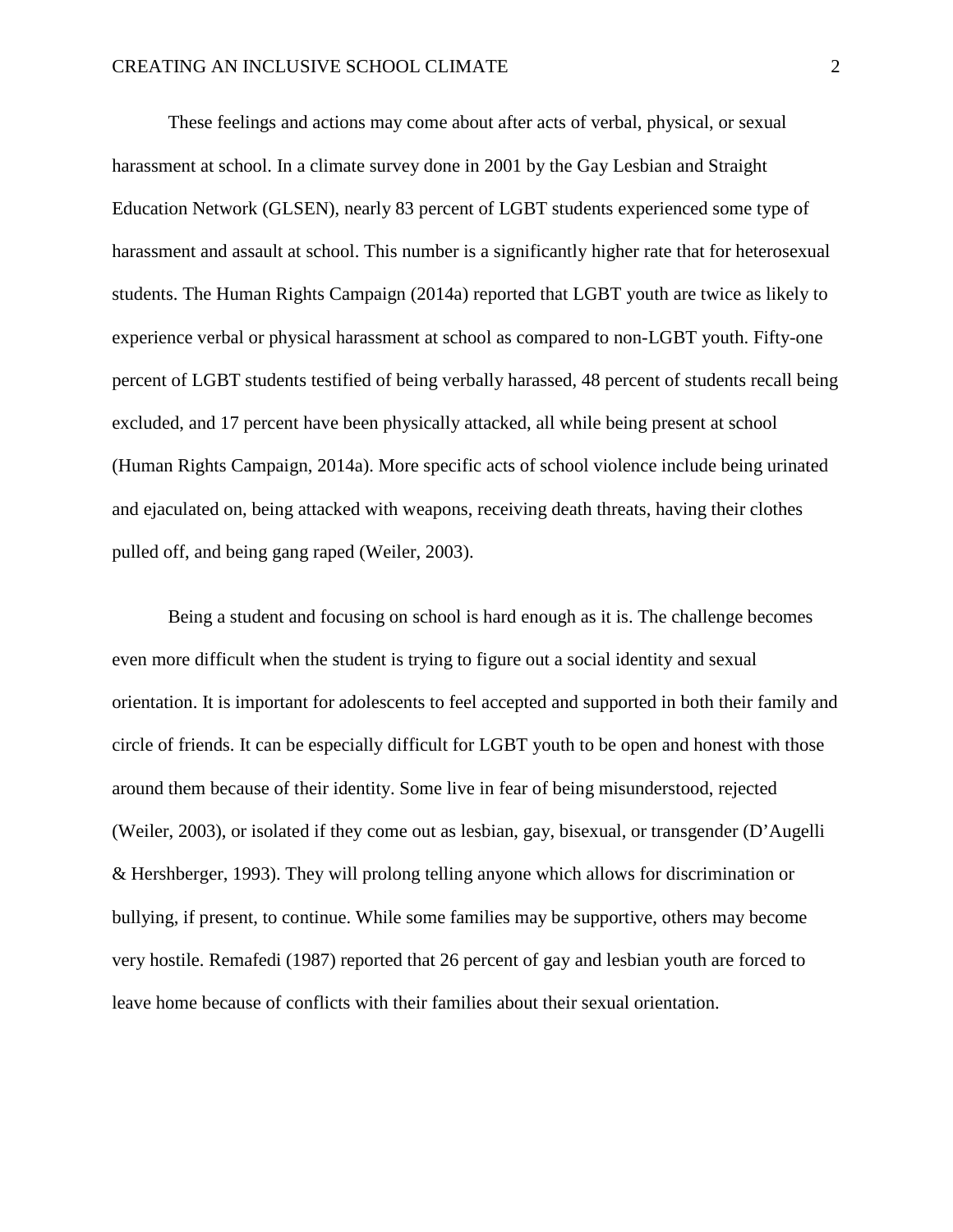These feelings and actions may come about after acts of verbal, physical, or sexual harassment at school. In a climate survey done in 2001 by the Gay Lesbian and Straight Education Network (GLSEN), nearly 83 percent of LGBT students experienced some type of harassment and assault at school. This number is a significantly higher rate that for heterosexual students. The Human Rights Campaign (2014a) reported that LGBT youth are twice as likely to experience verbal or physical harassment at school as compared to non-LGBT youth. Fifty-one percent of LGBT students testified of being verbally harassed, 48 percent of students recall being excluded, and 17 percent have been physically attacked, all while being present at school (Human Rights Campaign, 2014a). More specific acts of school violence include being urinated and ejaculated on, being attacked with weapons, receiving death threats, having their clothes pulled off, and being gang raped (Weiler, 2003).

Being a student and focusing on school is hard enough as it is. The challenge becomes even more difficult when the student is trying to figure out a social identity and sexual orientation. It is important for adolescents to feel accepted and supported in both their family and circle of friends. It can be especially difficult for LGBT youth to be open and honest with those around them because of their identity. Some live in fear of being misunderstood, rejected (Weiler, 2003), or isolated if they come out as lesbian, gay, bisexual, or transgender (D'Augelli & Hershberger, 1993). They will prolong telling anyone which allows for discrimination or bullying, if present, to continue. While some families may be supportive, others may become very hostile. Remafedi (1987) reported that 26 percent of gay and lesbian youth are forced to leave home because of conflicts with their families about their sexual orientation.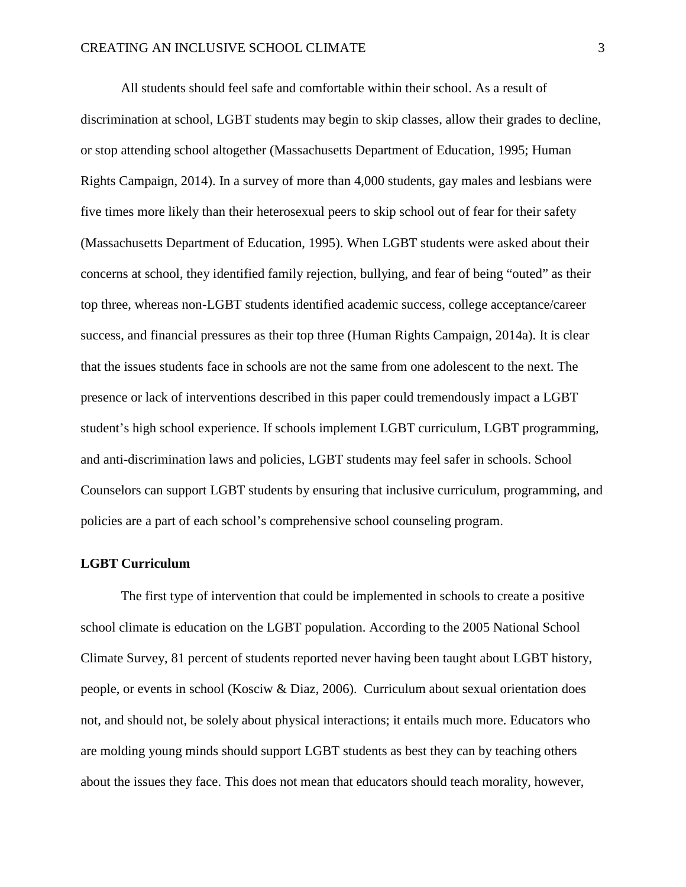All students should feel safe and comfortable within their school. As a result of discrimination at school, LGBT students may begin to skip classes, allow their grades to decline, or stop attending school altogether (Massachusetts Department of Education, 1995; Human Rights Campaign, 2014). In a survey of more than 4,000 students, gay males and lesbians were five times more likely than their heterosexual peers to skip school out of fear for their safety (Massachusetts Department of Education, 1995). When LGBT students were asked about their concerns at school, they identified family rejection, bullying, and fear of being "outed" as their top three, whereas non-LGBT students identified academic success, college acceptance/career success, and financial pressures as their top three (Human Rights Campaign, 2014a). It is clear that the issues students face in schools are not the same from one adolescent to the next. The presence or lack of interventions described in this paper could tremendously impact a LGBT student's high school experience. If schools implement LGBT curriculum, LGBT programming, and anti-discrimination laws and policies, LGBT students may feel safer in schools. School Counselors can support LGBT students by ensuring that inclusive curriculum, programming, and policies are a part of each school's comprehensive school counseling program.

## LGBT Curriculum

The first type of intervention that could be implemented in schools to create a positive school climate is education on the LGBT population. According to the 2005 National School Climate Survey, 81 percent of students reported never having been taught about LGBT history, people, or events in school (Kosciw & Diaz, 2006). Curriculum about sexual orientation does not, and should not, be solely about physical interactions; it entails much more. Educators who are molding young minds should support LGBT students as best they can by teaching others about the issues they face. This does not mean that educators should teach morality, however,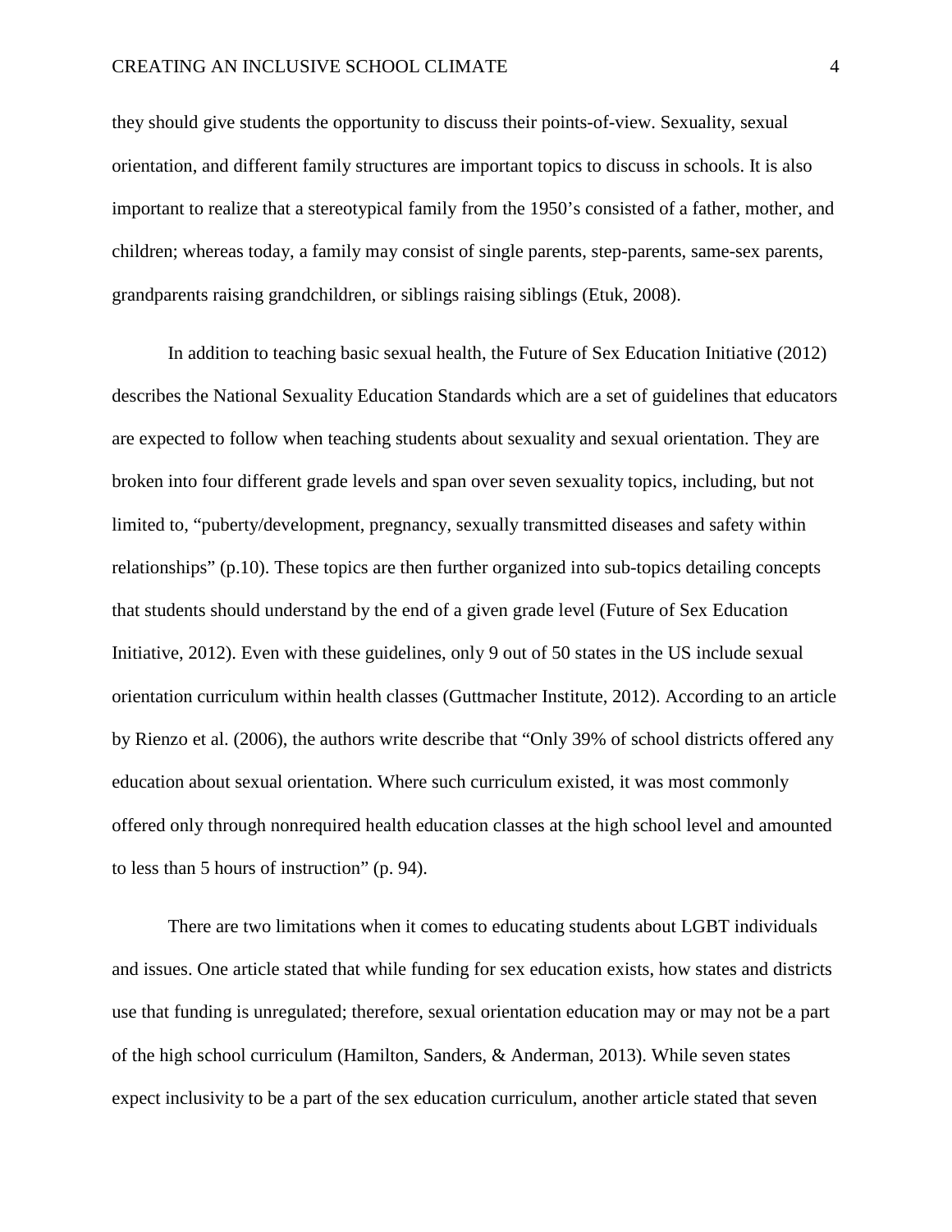they should give students the opportunity to discuss their points-of-view. Sexuality, sexual orientation, and different family structures are important topics to discuss in schools. It is also important to realize that a stereotypical family from the 1950's consisted of a father, mother, and children; whereas today, a family may consist of single parents, step-parents, same-sex parents, grandparents raising grandchildren, or siblings raising siblings (Etuk, 2008).

In addition to teaching basic sexual health, the Future of Sex Education Initiative (2012) describes the National Sexuality Education Standards which are a set of guidelines that educators are expected to follow when teaching students about sexuality and sexual orientation. They are broken into four different grade levels and span over seven sexuality topics, including, but not limited to, "puberty/development, pregnancy, sexually transmitted diseases and safety within relationships" (p.10). These topics are then further organized into sub-topics detailing concepts that students should understand by the end of a given grade level (Future of Sex Education Initiative, 2012). Even with these guidelines, only 9 out of 50 states in the US include sexual orientation curriculum within health classes (Guttmacher Institute, 2012). According to an article by Rienzo et al. (2006), the authors write describe that "Only 39% of school districts offered any education about sexual orientation. Where such curriculum existed, it was most commonly offered only through nonrequired health education classes at the high school level and amounted to less than 5 hours of instruction" (p. 94).

There are two limitations when it comes to educating students about LGBT individuals and issues. One article stated that while funding for sex education exists, how states and districts use that funding is unregulated; therefore, sexual orientation education may or may not be a part of the high school curriculum (Hamilton, Sanders, & Anderman, 2013). While seven states expect inclusivity to be a part of the sex education curriculum, another article stated that seven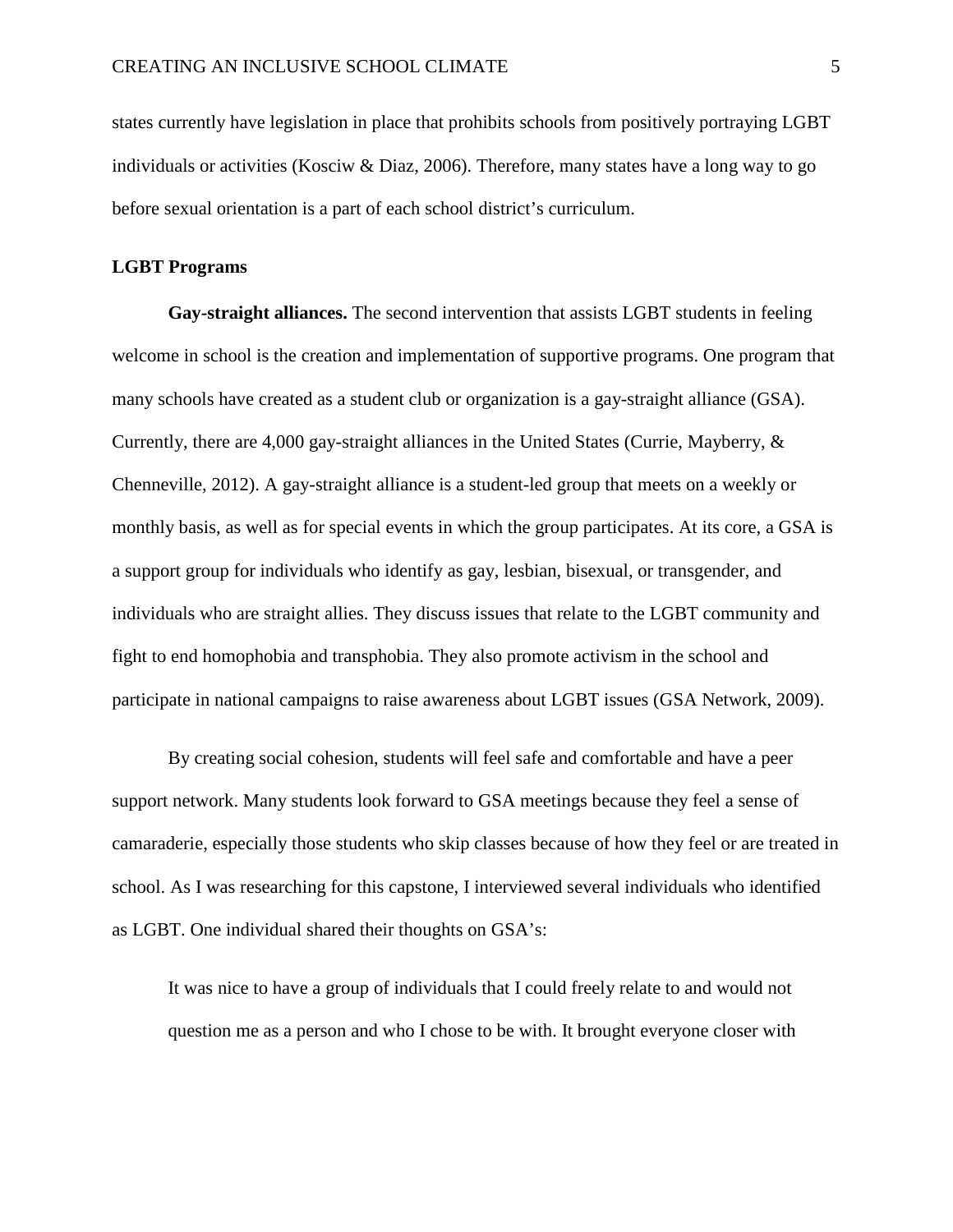states currently have legislation in place that prohibits schools from positively portraying LGBT individuals or activities (Kosciw & Diaz, 2006). Therefore, many states have a long way to go before sexual orientation is a part of each school district's curriculum.

## LGBT Programs

**Gay-straight alliances.** The second intervention that assists LGBT students in feeling welcome in school is the creation and implementation of supportive programs. One program that many schools have created as a student club or organization is a gay-straight alliance (GSA). Currently, there are 4,000 gay-straight alliances in the United States (Currie, Mayberry, & Chenneville, 2012). A gay-straight alliance is a student-led group that meets on a weekly or monthly basis, as well as for special events in which the group participates. At its core, a GSA is a support group for individuals who identify as gay, lesbian, bisexual, or transgender, and individuals who are straight allies. They discuss issues that relate to the LGBT community and fight to end homophobia and transphobia. They also promote activism in the school and participate in national campaigns to raise awareness about LGBT issues (GSA Network, 2009).

By creating social cohesion, students will feel safe and comfortable and have a peer support network. Many students look forward to GSA meetings because they feel a sense of camaraderie, especially those students who skip classes because of how they feel or are treated in school. As I was researching for this capstone, I interviewed several individuals who identified as LGBT. One individual shared their thoughts on GSA's:

> It was nice to have a group of individuals that I could freely relate to and would not question me as a person and who I chose to be with. It brought everyone closer with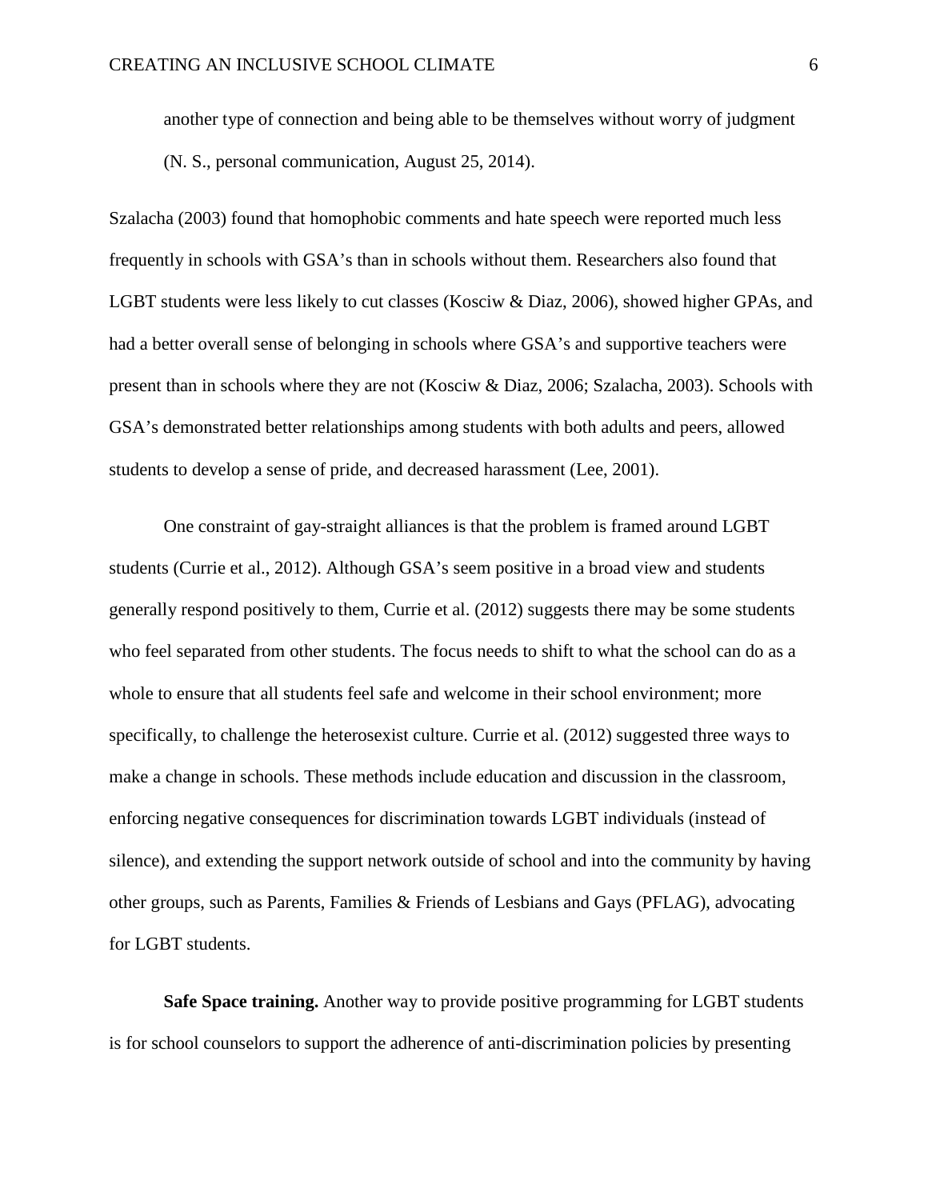another type of connection and being able to be themselves without worry of judgment (N. S., personal communication, August 25, 2014).

Szalacha (2003) found that homophobic comments and hate speech were reported much less frequently in schools with GSA's than in schools without them. Researchers also found that LGBT students were less likely to cut classes (Kosciw & Diaz, 2006), showed higher GPAs, and had a better overall sense of belonging in schools where GSA's and supportive teachers were present than in schools where they are not (Kosciw & Diaz, 2006; Szalacha, 2003). Schools with GSA's demonstrated better relationships among students with both adults and peers, allowed students to develop a sense of pride, and decreased harassment (Lee, 2001).

One constraint of gay-straight alliances is that the problem is framed around LGBT students (Currie et al., 2012). Although GSA's seem positive in a broad view and students generally respond positively to them, Currie et al. (2012) suggests there may be some students who feel separated from other students. The focus needs to shift to what the school can do as a whole to ensure that all students feel safe and welcome in their school environment; more specifically, to challenge the heterosexist culture. Currie et al. (2012) suggested three ways to make a change in schools. These methods include education and discussion in the classroom, enforcing negative consequences for discrimination towards LGBT individuals (instead of silence), and extending the support network outside of school and into the community by having other groups, such as Parents, Families & Friends of Lesbians and Gays (PFLAG), advocating for LGBT students.

**Safe Space training.** Another way to provide positive programming for LGBT students is for school counselors to support the adherence of anti-discrimination policies by presenting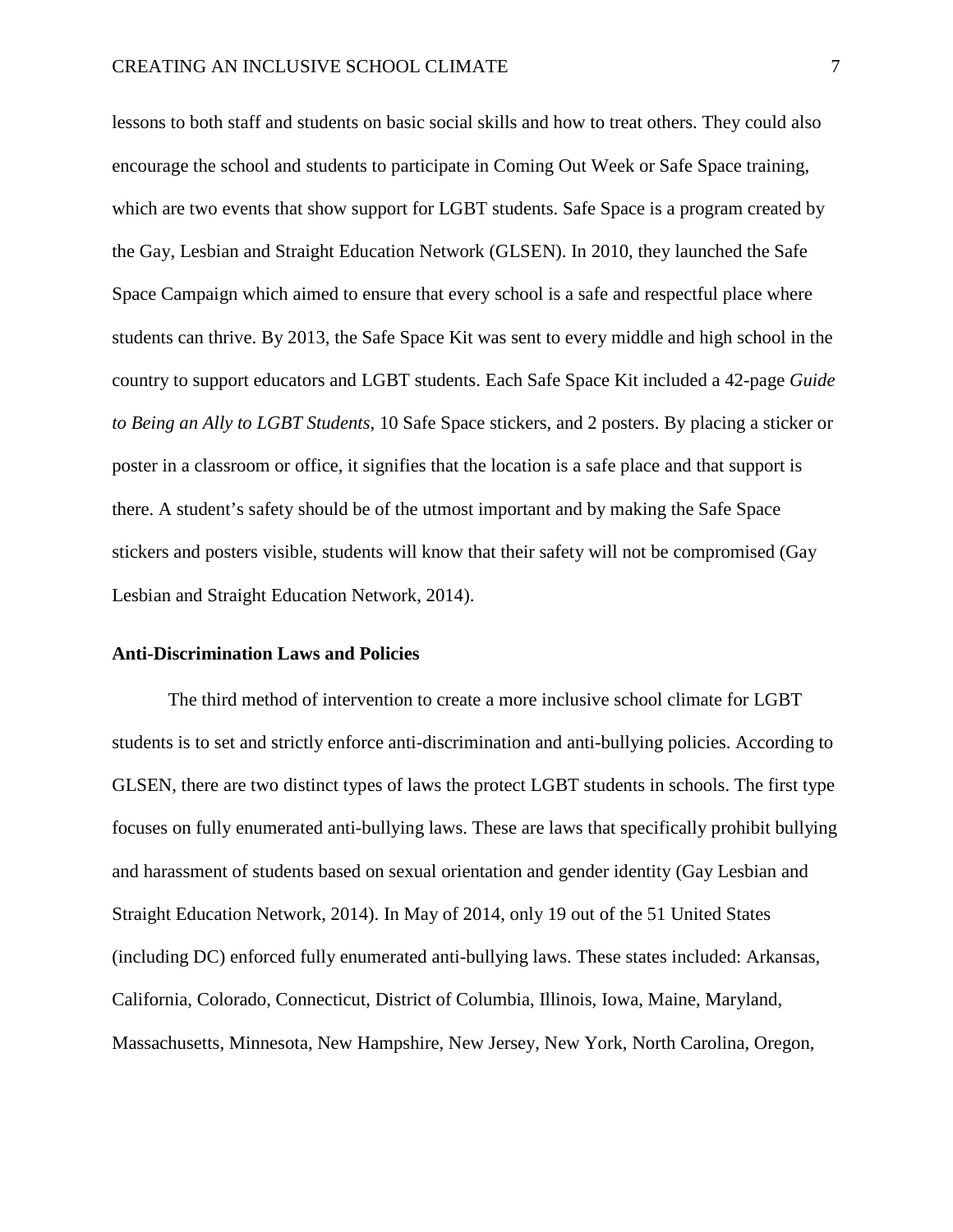lessons to both staff and students on basic social skills and how to treat others. They could also encourage the school and students to participate in Coming Out Week or Safe Space training, which are two events that show support for LGBT students. Safe Space is a program created by the Gay, Lesbian and Straight Education Network (GLSEN). In 2010, they launched the Safe Space Campaign which aimed to ensure that every school is a safe and respectful place where students can thrive. By 2013, the Safe Space Kit was sent to every middle and high school in the country to support educators and LGBT students. Each Safe Space Kit included a 42-page *Guide to Being an Ally to LGBT Students*, 10 Safe Space stickers, and 2 posters. By placing a sticker or poster in a classroom or office, it signifies that the location is a safe place and that support is there. A student's safety should be of the utmost important and by making the Safe Space stickers and posters visible, students will know that their safety will not be compromised (Gay Lesbian and Straight Education Network, 2014).

**Anti-Discrimination Laws and Policies**

The third method of intervention to create a more inclusive school climate for LGBT students is to set and strictly enforce anti-discrimination and anti-bullying policies. According to GLSEN, there are two distinct types of laws the protect LGBT students in schools. The first type focuses on fully enumerated anti-bullying laws. These are laws that specifically prohibit bullying and harassment of students based on sexual orientation and gender identity (Gay Lesbian and Straight Education Network, 2014). In May of 2014, only 19 out of the 51 United States (including DC) enforced fully enumerated anti-bullying laws. These states included: Arkansas, California, Colorado, Connecticut, District of Columbia, Illinois, Iowa, Maine, Maryland, Massachusetts, Minnesota, New Hampshire, New Jersey, New York, North Carolina, Oregon,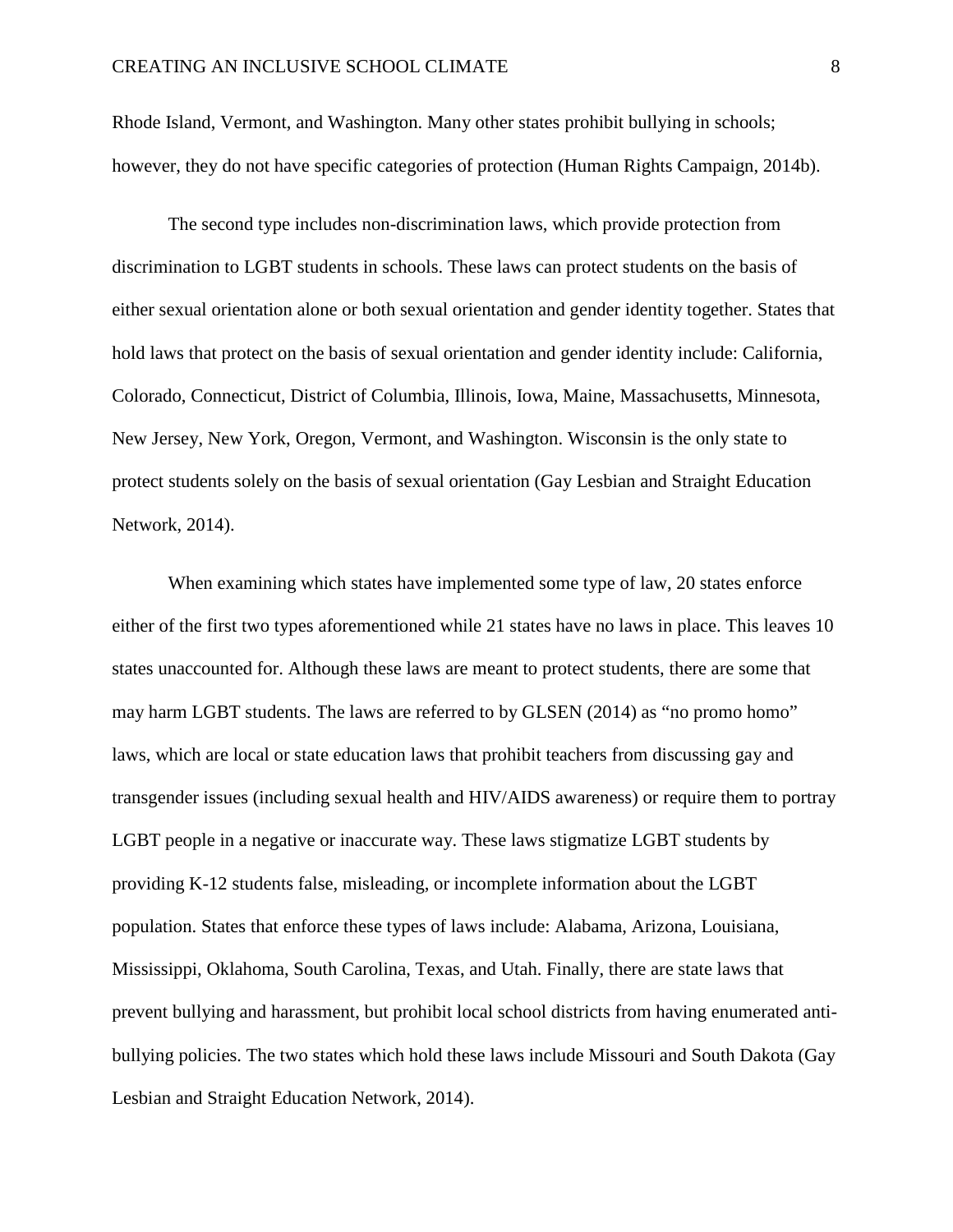Rhode Island, Vermont, and Washington. Many other states prohibit bullying in schools; however, they do not have specific categories of protection (Human Rights Campaign, 2014b).

The second type includes non-discrimination laws, which provide protection from discrimination to LGBT students in schools. These laws can protect students on the basis of either sexual orientation alone or both sexual orientation and gender identity together. States that hold laws that protect on the basis of sexual orientation and gender identity include: California, Colorado, Connecticut, District of Columbia, Illinois, Iowa, Maine, Massachusetts, Minnesota, New Jersey, New York, Oregon, Vermont, and Washington. Wisconsin is the only state to protect students solely on the basis of sexual orientation (Gay Lesbian and Straight Education Network, 2014).

When examining which states have implemented some type of law, 20 states enforce either of the first two types aforementioned while 21 states have no laws in place. This leaves 10 states unaccounted for. Although these laws are meant to protect students, there are some that may harm LGBT students. The laws are referred to by GLSEN (2014) as "no promo homo" laws, which are local or state education laws that prohibit teachers from discussing gay and transgender issues (including sexual health and HIV/AIDS awareness) or require them to portray LGBT people in a negative or inaccurate way. These laws stigmatize LGBT students by providing K-12 students false, misleading, or incomplete information about the LGBT population. States that enforce these types of laws include: Alabama, Arizona, Louisiana, Mississippi, Oklahoma, South Carolina, Texas, and Utah. Finally, there are state laws that prevent bullying and harassment, but prohibit local school districts from having enumerated anti-bullying policies. The two states which hold these laws include Missouri and South Dakota (Gay Lesbian and Straight Education Network, 2014).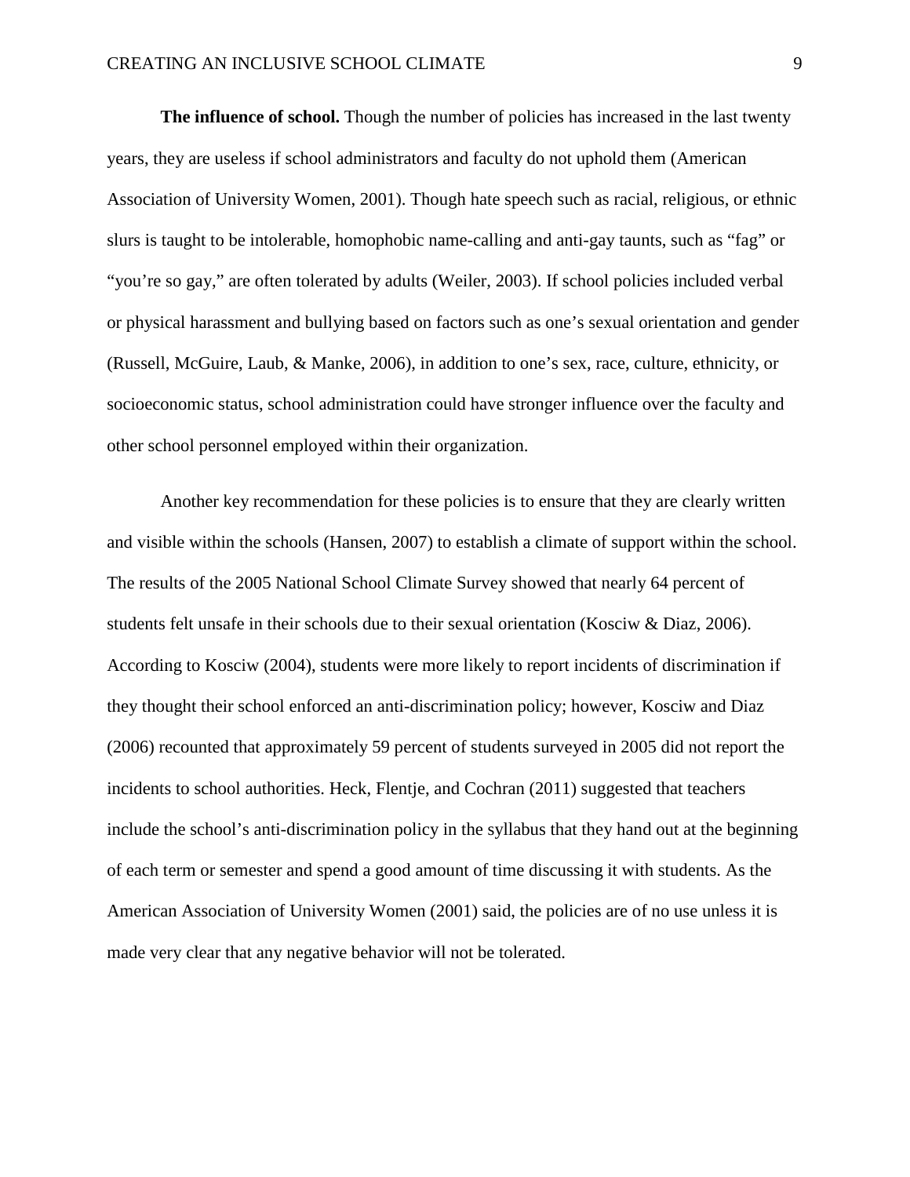**The influence of school.** Though the number of policies has increased in the last twenty years, they are useless if school administrators and faculty do not uphold them (American Association of University Women, 2001). Though hate speech such as racial, religious, or ethnic slurs is taught to be intolerable, homophobic name-calling and anti-gay taunts, such as "fag" or "you're so gay," are often tolerated by adults (Weiler, 2003). If school policies included verbal or physical harassment and bullying based on factors such as one's sexual orientation and gender (Russell, McGuire, Laub, & Manke, 2006), in addition to one's sex, race, culture, ethnicity, or socioeconomic status, school administration could have stronger influence over the faculty and other school personnel employed within their organization.

Another key recommendation for these policies is to ensure that they are clearly written and visible within the schools (Hansen, 2007) to establish a climate of support within the school. The results of the 2005 National School Climate Survey showed that nearly 64 percent of students felt unsafe in their schools due to their sexual orientation (Kosciw & Diaz, 2006). According to Kosciw (2004), students were more likely to report incidents of discrimination if they thought their school enforced an anti-discrimination policy; however, Kosciw and Diaz (2006) recounted that approximately 59 percent of students surveyed in 2005 did not report the incidents to school authorities. Heck, Flentje, and Cochran (2011) suggested that teachers include the school's anti-discrimination policy in the syllabus that they hand out at the beginning of each term or semester and spend a good amount of time discussing it with students. As the American Association of University Women (2001) said, the policies are of no use unless it is made very clear that any negative behavior will not be tolerated.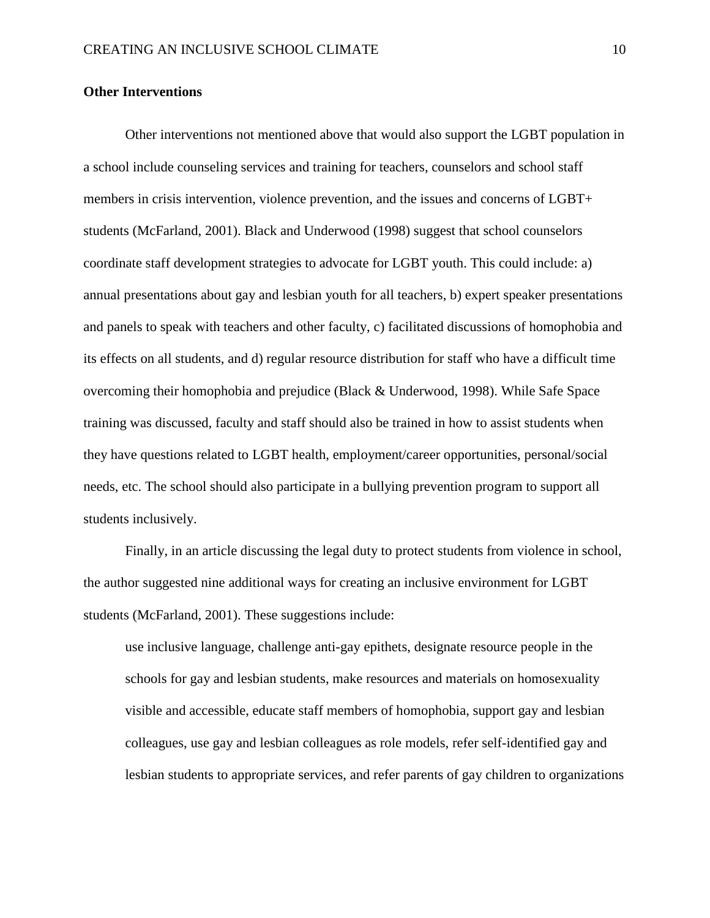**Other Interventions**

Other interventions not mentioned above that would also support the LGBT population in a school include counseling services and training for teachers, counselors and school staff members in crisis intervention, violence prevention, and the issues and concerns of LGBT+ students (McFarland, 2001). Black and Underwood (1998) suggest that school counselors coordinate staff development strategies to advocate for LGBT youth. This could include: a) annual presentations about gay and lesbian youth for all teachers, b) expert speaker presentations and panels to speak with teachers and other faculty, c) facilitated discussions of homophobia and its effects on all students, and d) regular resource distribution for staff who have a difficult time overcoming their homophobia and prejudice (Black & Underwood, 1998). While Safe Space training was discussed, faculty and staff should also be trained in how to assist students when they have questions related to LGBT health, employment/career opportunities, personal/social needs, etc. The school should also participate in a bullying prevention program to support all students inclusively.

Finally, in an article discussing the legal duty to protect students from violence in school, the author suggested nine additional ways for creating an inclusive environment for LGBT students (McFarland, 2001). These suggestions include:

> use inclusive language, challenge anti-gay epithets, designate resource people in the schools for gay and lesbian students, make resources and materials on homosexuality visible and accessible, educate staff members of homophobia, support gay and lesbian colleagues, use gay and lesbian colleagues as role models, refer self-identified gay and lesbian students to appropriate services, and refer parents of gay children to organizations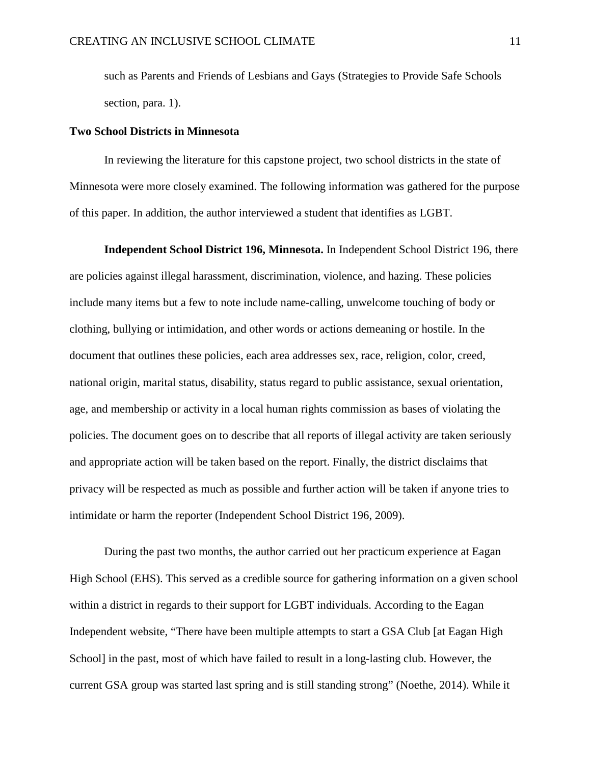such as Parents and Friends of Lesbians and Gays (Strategies to Provide Safe Schools section, para. 1).

## Two School Districts in Minnesota

In reviewing the literature for this capstone project, two school districts in the state of Minnesota were more closely examined. The following information was gathered for the purpose of this paper. In addition, the author interviewed a student that identifies as LGBT.

**Independent School District 196, Minnesota.** In Independent School District 196, there are policies against illegal harassment, discrimination, violence, and hazing. These policies include many items but a few to note include name-calling, unwelcome touching of body or clothing, bullying or intimidation, and other words or actions demeaning or hostile. In the document that outlines these policies, each area addresses sex, race, religion, color, creed, national origin, marital status, disability, status regard to public assistance, sexual orientation, age, and membership or activity in a local human rights commission as bases of violating the policies. The document goes on to describe that all reports of illegal activity are taken seriously and appropriate action will be taken based on the report. Finally, the district disclaims that privacy will be respected as much as possible and further action will be taken if anyone tries to intimidate or harm the reporter (Independent School District 196, 2009).

During the past two months, the author carried out her practicum experience at Eagan High School (EHS). This served as a credible source for gathering information on a given school within a district in regards to their support for LGBT individuals. According to the Eagan Independent website, "There have been multiple attempts to start a GSA Club [at Eagan High School] in the past, most of which have failed to result in a long-lasting club. However, the current GSA group was started last spring and is still standing strong" (Noethe, 2014). While it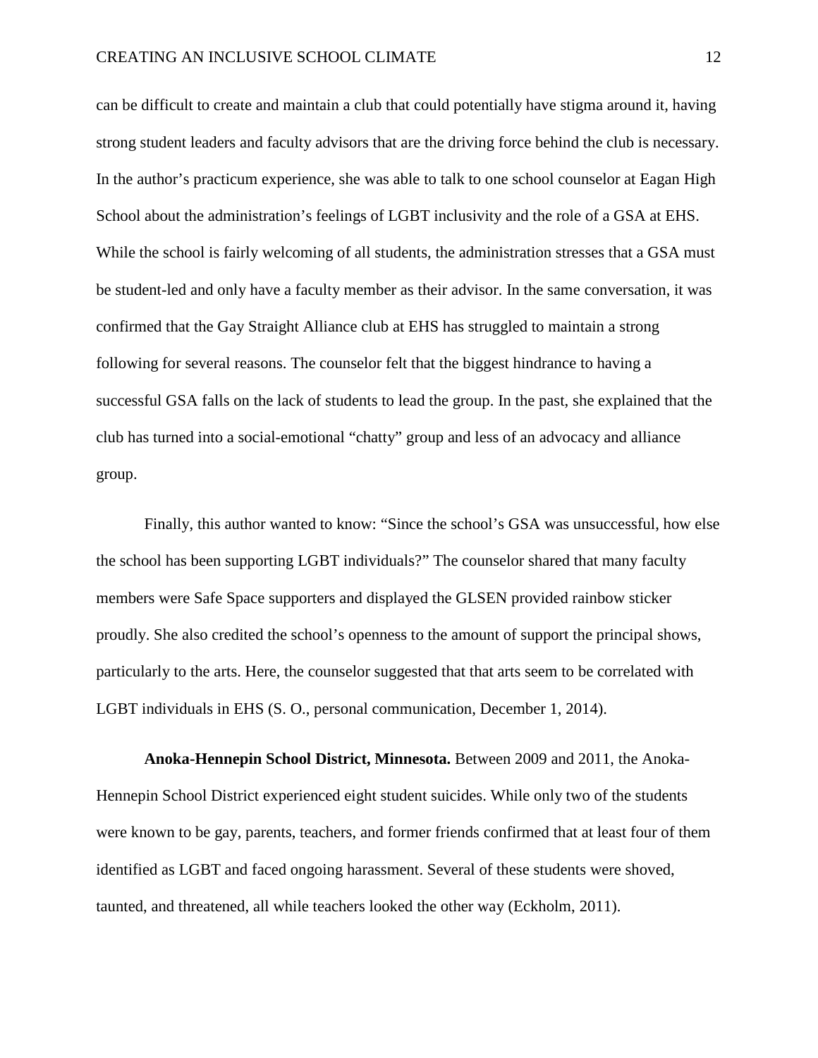can be difficult to create and maintain a club that could potentially have stigma around it, having strong student leaders and faculty advisors that are the driving force behind the club is necessary. In the author's practicum experience, she was able to talk to one school counselor at Eagan High School about the administration's feelings of LGBT inclusivity and the role of a GSA at EHS. While the school is fairly welcoming of all students, the administration stresses that a GSA must be student-led and only have a faculty member as their advisor. In the same conversation, it was confirmed that the Gay Straight Alliance club at EHS has struggled to maintain a strong following for several reasons. The counselor felt that the biggest hindrance to having a successful GSA falls on the lack of students to lead the group. In the past, she explained that the club has turned into a social-emotional "chatty" group and less of an advocacy and alliance group.

Finally, this author wanted to know: "Since the school's GSA was unsuccessful, how else the school has been supporting LGBT individuals?" The counselor shared that many faculty members were Safe Space supporters and displayed the GLSEN provided rainbow sticker proudly. She also credited the school's openness to the amount of support the principal shows, particularly to the arts. Here, the counselor suggested that that arts seem to be correlated with LGBT individuals in EHS (S. O., personal communication, December 1, 2014).

**Anoka-Hennepin School District, Minnesota.** Between 2009 and 2011, the Anoka-Hennepin School District experienced eight student suicides. While only two of the students were known to be gay, parents, teachers, and former friends confirmed that at least four of them identified as LGBT and faced ongoing harassment. Several of these students were shoved, taunted, and threatened, all while teachers looked the other way (Eckholm, 2011).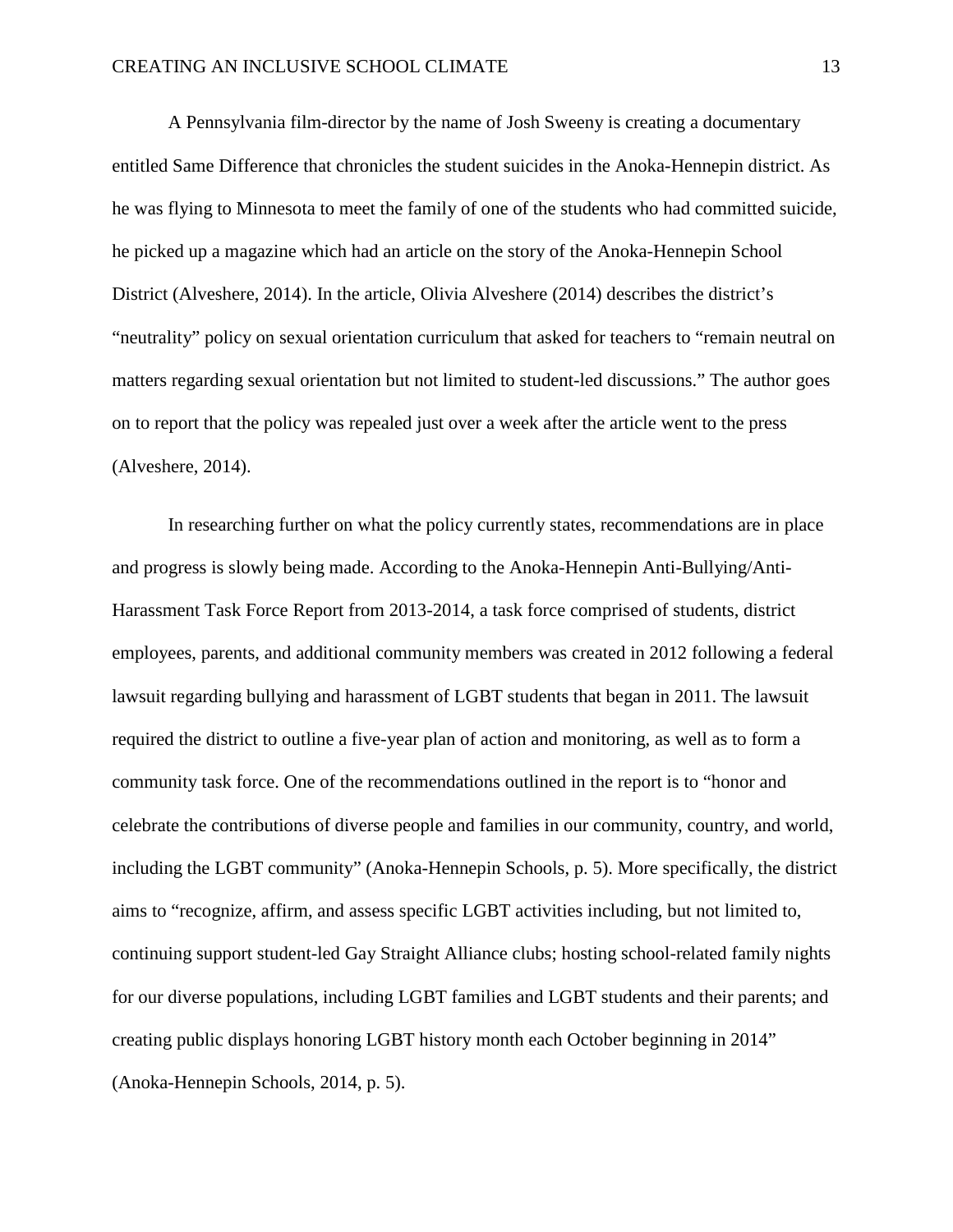A Pennsylvania film-director by the name of Josh Sweeny is creating a documentary entitled Same Difference that chronicles the student suicides in the Anoka-Hennepin district. As he was flying to Minnesota to meet the family of one of the students who had committed suicide, he picked up a magazine which had an article on the story of the Anoka-Hennepin School District (Alveshere, 2014). In the article, Olivia Alveshere (2014) describes the district's "neutrality" policy on sexual orientation curriculum that asked for teachers to "remain neutral on matters regarding sexual orientation but not limited to student-led discussions." The author goes on to report that the policy was repealed just over a week after the article went to the press (Alveshere, 2014).

In researching further on what the policy currently states, recommendations are in place and progress is slowly being made. According to the Anoka-Hennepin Anti-Bullying/Anti-Harassment Task Force Report from 2013-2014, a task force comprised of students, district employees, parents, and additional community members was created in 2012 following a federal lawsuit regarding bullying and harassment of LGBT students that began in 2011. The lawsuit required the district to outline a five-year plan of action and monitoring, as well as to form a community task force. One of the recommendations outlined in the report is to "honor and celebrate the contributions of diverse people and families in our community, country, and world, including the LGBT community" (Anoka-Hennepin Schools, p. 5). More specifically, the district aims to "recognize, affirm, and assess specific LGBT activities including, but not limited to, continuing support student-led Gay Straight Alliance clubs; hosting school-related family nights for our diverse populations, including LGBT families and LGBT students and their parents; and creating public displays honoring LGBT history month each October beginning in 2014" (Anoka-Hennepin Schools, 2014, p. 5).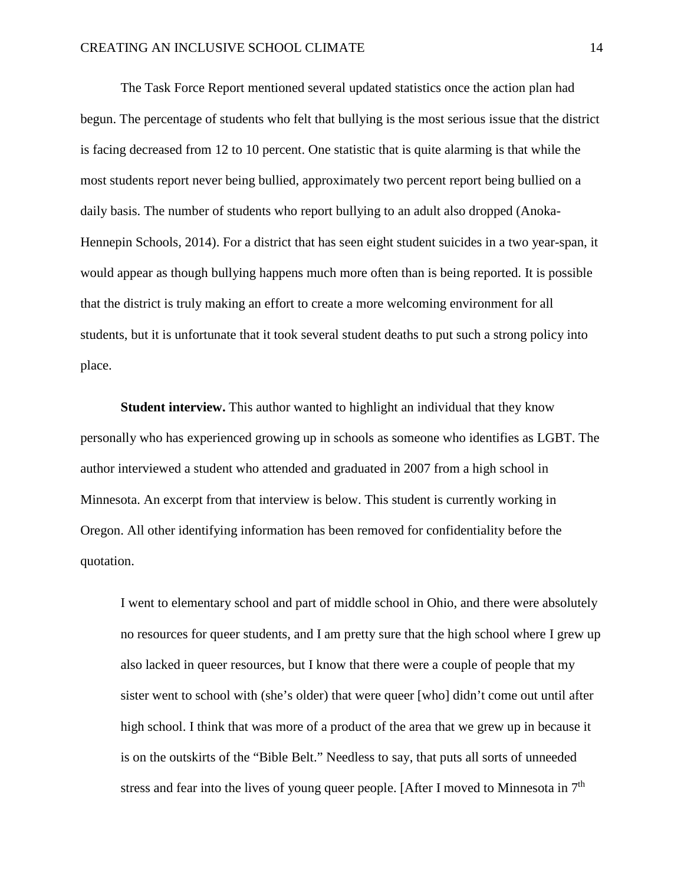The Task Force Report mentioned several updated statistics once the action plan had begun. The percentage of students who felt that bullying is the most serious issue that the district is facing decreased from 12 to 10 percent. One statistic that is quite alarming is that while the most students report never being bullied, approximately two percent report being bullied on a daily basis. The number of students who report bullying to an adult also dropped (Anoka-Hennepin Schools, 2014). For a district that has seen eight student suicides in a two year-span, it would appear as though bullying happens much more often than is being reported. It is possible that the district is truly making an effort to create a more welcoming environment for all students, but it is unfortunate that it took several student deaths to put such a strong policy into place.

**Student interview.** This author wanted to highlight an individual that they know personally who has experienced growing up in schools as someone who identifies as LGBT. The author interviewed a student who attended and graduated in 2007 from a high school in Minnesota. An excerpt from that interview is below. This student is currently working in Oregon. All other identifying information has been removed for confidentiality before the quotation.

> I went to elementary school and part of middle school in Ohio, and there were absolutely no resources for queer students, and I am pretty sure that the high school where I grew up also lacked in queer resources, but I know that there were a couple of people that my sister went to school with (she's older) that were queer [who] didn't come out until after high school. I think that was more of a product of the area that we grew up in because it is on the outskirts of the "Bible Belt." Needless to say, that puts all sorts of unneeded stress and fear into the lives of young queer people. [After I moved to Minnesota in 7th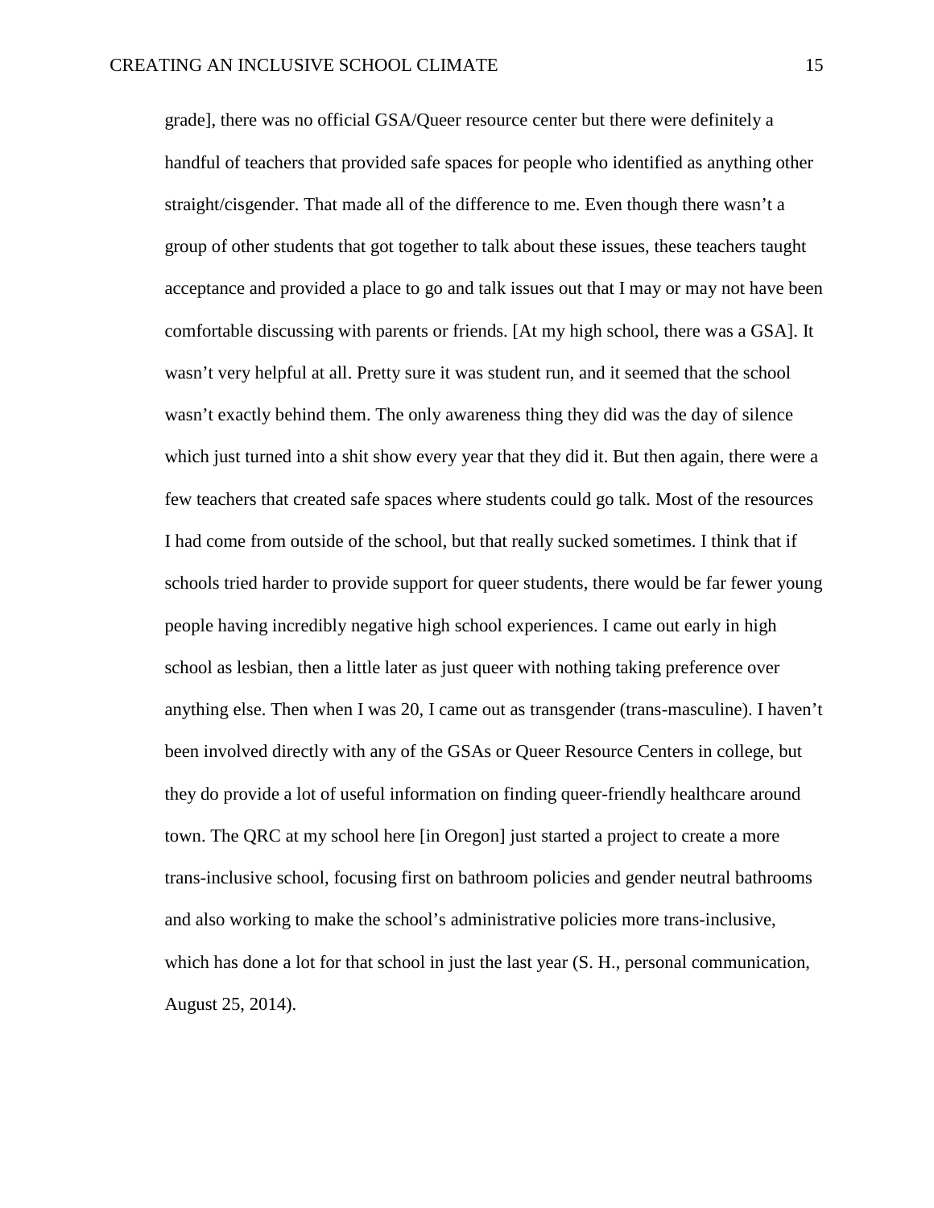grade], there was no official GSA/Queer resource center but there were definitely a handful of teachers that provided safe spaces for people who identified as anything other straight/cisgender. That made all of the difference to me. Even though there wasn't a group of other students that got together to talk about these issues, these teachers taught acceptance and provided a place to go and talk issues out that I may or may not have been comfortable discussing with parents or friends. [At my high school, there was a GSA]. It wasn't very helpful at all. Pretty sure it was student run, and it seemed that the school wasn't exactly behind them. The only awareness thing they did was the day of silence which just turned into a shit show every year that they did it. But then again, there were a few teachers that created safe spaces where students could go talk. Most of the resources I had come from outside of the school, but that really sucked sometimes. I think that if schools tried harder to provide support for queer students, there would be far fewer young people having incredibly negative high school experiences. I came out early in high school as lesbian, then a little later as just queer with nothing taking preference over anything else. Then when I was 20, I came out as transgender (trans-masculine). I haven't been involved directly with any of the GSAs or Queer Resource Centers in college, but they do provide a lot of useful information on finding queer-friendly healthcare around town. The QRC at my school here [in Oregon] just started a project to create a more trans-inclusive school, focusing first on bathroom policies and gender neutral bathrooms and also working to make the school's administrative policies more trans-inclusive, which has done a lot for that school in just the last year (S. H., personal communication, August 25, 2014).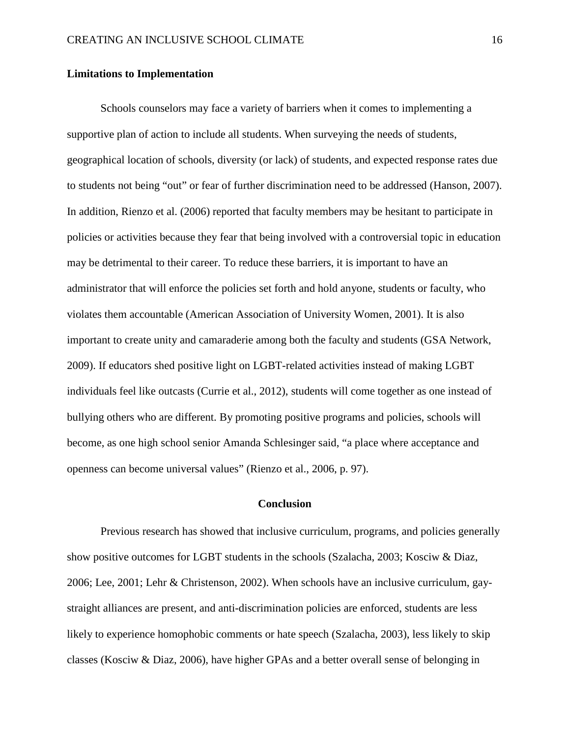**Limitations to Implementation**

Schools counselors may face a variety of barriers when it comes to implementing a supportive plan of action to include all students. When surveying the needs of students, geographical location of schools, diversity (or lack) of students, and expected response rates due to students not being "out" or fear of further discrimination need to be addressed (Hanson, 2007). In addition, Rienzo et al. (2006) reported that faculty members may be hesitant to participate in policies or activities because they fear that being involved with a controversial topic in education may be detrimental to their career. To reduce these barriers, it is important to have an administrator that will enforce the policies set forth and hold anyone, students or faculty, who violates them accountable (American Association of University Women, 2001). It is also important to create unity and camaraderie among both the faculty and students (GSA Network, 2009). If educators shed positive light on LGBT-related activities instead of making LGBT individuals feel like outcasts (Currie et al., 2012), students will come together as one instead of bullying others who are different. By promoting positive programs and policies, schools will become, as one high school senior Amanda Schlesinger said, "a place where acceptance and openness can become universal values" (Rienzo et al., 2006, p. 97).

## Conclusion

Previous research has showed that inclusive curriculum, programs, and policies generally show positive outcomes for LGBT students in the schools (Szalacha, 2003; Kosciw & Diaz, 2006; Lee, 2001; Lehr & Christenson, 2002). When schools have an inclusive curriculum, gay-straight alliances are present, and anti-discrimination policies are enforced, students are less likely to experience homophobic comments or hate speech (Szalacha, 2003), less likely to skip classes (Kosciw & Diaz, 2006), have higher GPAs and a better overall sense of belonging in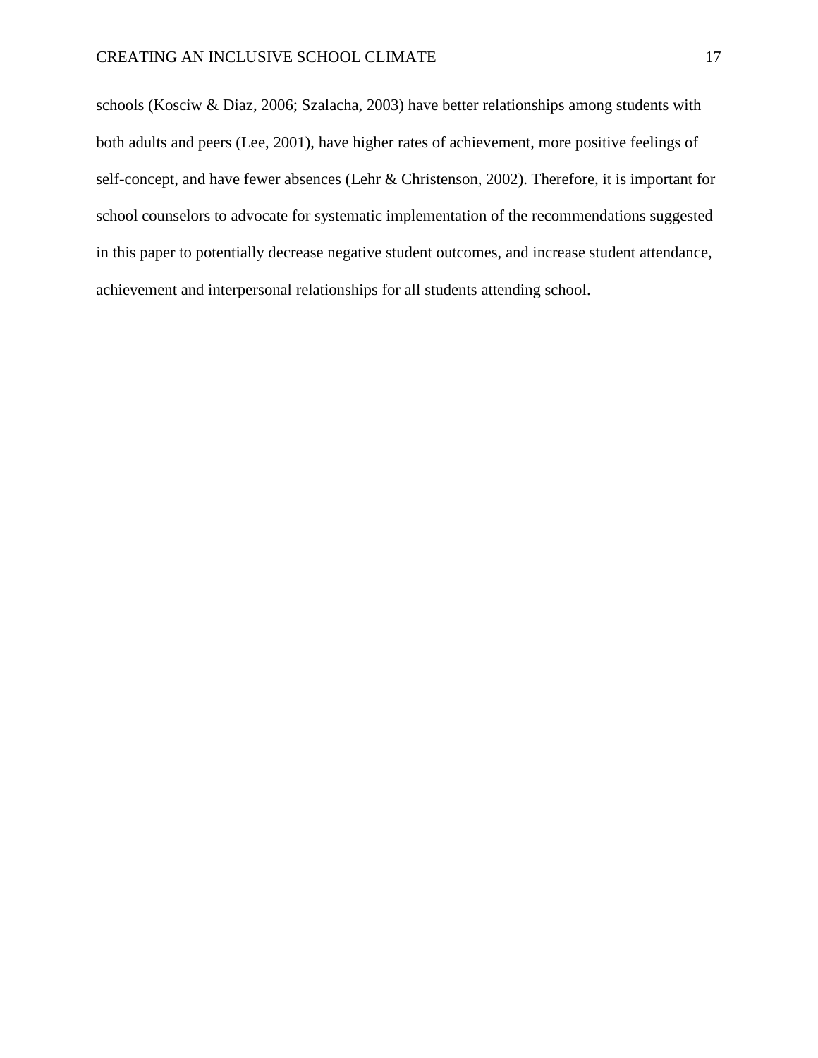schools (Kosciw & Diaz, 2006; Szalacha, 2003) have better relationships among students with both adults and peers (Lee, 2001), have higher rates of achievement, more positive feelings of self-concept, and have fewer absences (Lehr & Christenson, 2002). Therefore, it is important for school counselors to advocate for systematic implementation of the recommendations suggested in this paper to potentially decrease negative student outcomes, and increase student attendance, achievement and interpersonal relationships for all students attending school.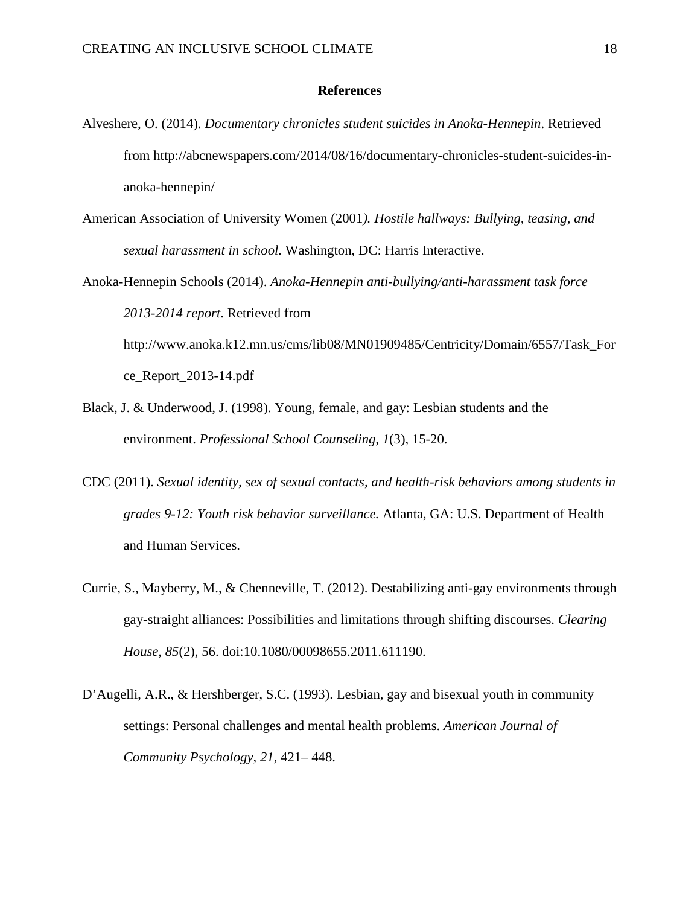## References

Alveshere, O. (2014). *Documentary chronicles student suicides in Anoka-Hennepin*. Retrieved from http://abcnewspapers.com/2014/08/16/documentary-chronicles-student-suicides-in-anoka-hennepin/

American Association of University Women (2001*). Hostile hallways: Bullying, teasing, and sexual harassment in school.* Washington, DC: Harris Interactive.

Anoka-Hennepin Schools (2014). *Anoka-Hennepin anti-bullying/anti-harassment task force 2013-2014 report*. Retrieved from http://www.anoka.k12.mn.us/cms/lib08/MN01909485/Centricity/Domain/6557/Task_Force_Report_2013-14.pdf

Black, J. & Underwood, J. (1998). Young, female, and gay: Lesbian students and the environment. *Professional School Counseling, 1*(3), 15-20.

CDC (2011). *Sexual identity, sex of sexual contacts, and health-risk behaviors among students in grades 9-12: Youth risk behavior surveillance.* Atlanta, GA: U.S. Department of Health and Human Services.

Currie, S., Mayberry, M., & Chenneville, T. (2012). Destabilizing anti-gay environments through gay-straight alliances: Possibilities and limitations through shifting discourses. *Clearing House, 85*(2), 56. doi:10.1080/00098655.2011.611190.

D'Augelli, A.R., & Hershberger, S.C. (1993). Lesbian, gay and bisexual youth in community settings: Personal challenges and mental health problems. *American Journal of Community Psychology, 21*, 421– 448.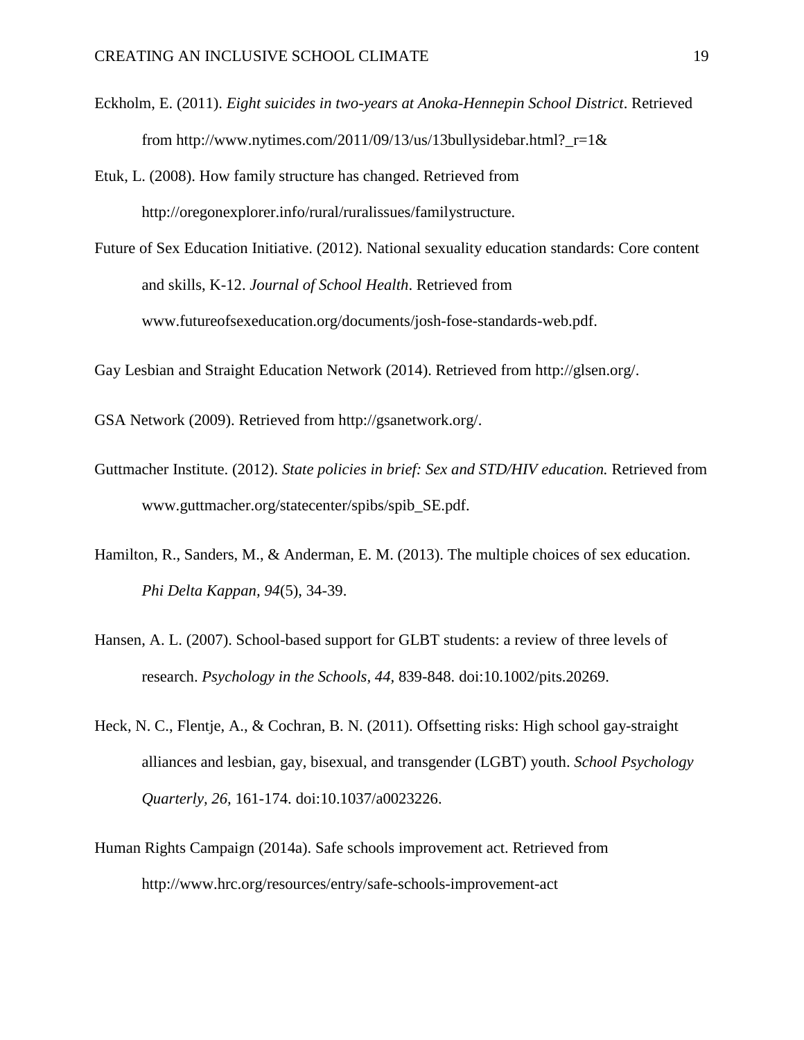Eckholm, E. (2011). *Eight suicides in two-years at Anoka-Hennepin School District*. Retrieved from http://www.nytimes.com/2011/09/13/us/13bullysidebar.html?_r=1&

Etuk, L. (2008). How family structure has changed. Retrieved from http://oregonexplorer.info/rural/ruralissues/familystructure.

Future of Sex Education Initiative. (2012). National sexuality education standards: Core content and skills, K-12. *Journal of School Health*. Retrieved from www.futureofsexeducation.org/documents/josh-fose-standards-web.pdf.

Gay Lesbian and Straight Education Network (2014). Retrieved from http://glsen.org/.

GSA Network (2009). Retrieved from http://gsanetwork.org/.

Guttmacher Institute. (2012). *State policies in brief: Sex and STD/HIV education.* Retrieved from www.guttmacher.org/statecenter/spibs/spib_SE.pdf.

Hamilton, R., Sanders, M., & Anderman, E. M. (2013). The multiple choices of sex education. *Phi Delta Kappan, 94*(5), 34-39.

Hansen, A. L. (2007). School-based support for GLBT students: a review of three levels of research. *Psychology in the Schools, 44,* 839-848. doi:10.1002/pits.20269.

Heck, N. C., Flentje, A., & Cochran, B. N. (2011). Offsetting risks: High school gay-straight alliances and lesbian, gay, bisexual, and transgender (LGBT) youth. *School Psychology Quarterly, 26,* 161-174. doi:10.1037/a0023226.

Human Rights Campaign (2014a). Safe schools improvement act. Retrieved from http://www.hrc.org/resources/entry/safe-schools-improvement-act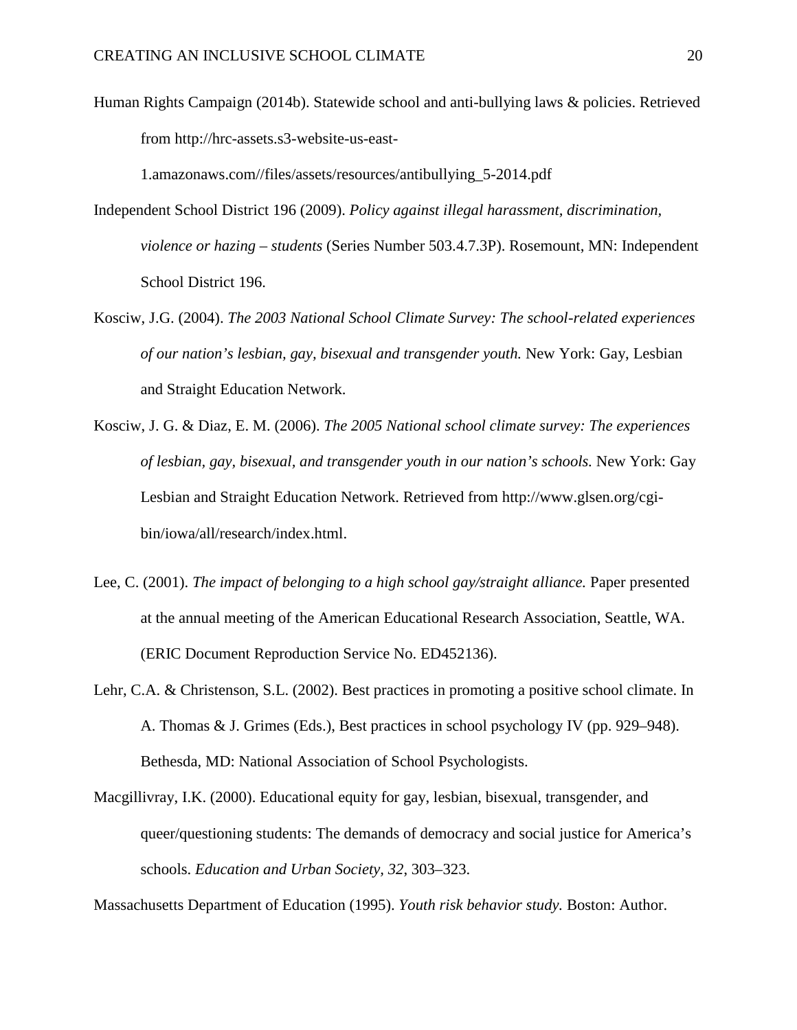Human Rights Campaign (2014b). Statewide school and anti-bullying laws & policies. Retrieved from http://hrc-assets.s3-website-us-east-1.amazonaws.com//files/assets/resources/antibullying_5-2014.pdf

Independent School District 196 (2009). *Policy against illegal harassment, discrimination, violence or hazing – students* (Series Number 503.4.7.3P). Rosemount, MN: Independent School District 196.

Kosciw, J.G. (2004). *The 2003 National School Climate Survey: The school-related experiences of our nation's lesbian, gay, bisexual and transgender youth.* New York: Gay, Lesbian and Straight Education Network.

Kosciw, J. G. & Diaz, E. M. (2006). *The 2005 National school climate survey: The experiences of lesbian, gay, bisexual, and transgender youth in our nation's schools.* New York: Gay Lesbian and Straight Education Network. Retrieved from http://www.glsen.org/cgi-bin/iowa/all/research/index.html.

Lee, C. (2001). *The impact of belonging to a high school gay/straight alliance.* Paper presented at the annual meeting of the American Educational Research Association, Seattle, WA. (ERIC Document Reproduction Service No. ED452136).

Lehr, C.A. & Christenson, S.L. (2002). Best practices in promoting a positive school climate. In A. Thomas & J. Grimes (Eds.), Best practices in school psychology IV (pp. 929–948). Bethesda, MD: National Association of School Psychologists.

Macgillivray, I.K. (2000). Educational equity for gay, lesbian, bisexual, transgender, and queer/questioning students: The demands of democracy and social justice for America's schools. *Education and Urban Society, 32*, 303–323.

Massachusetts Department of Education (1995). *Youth risk behavior study.* Boston: Author.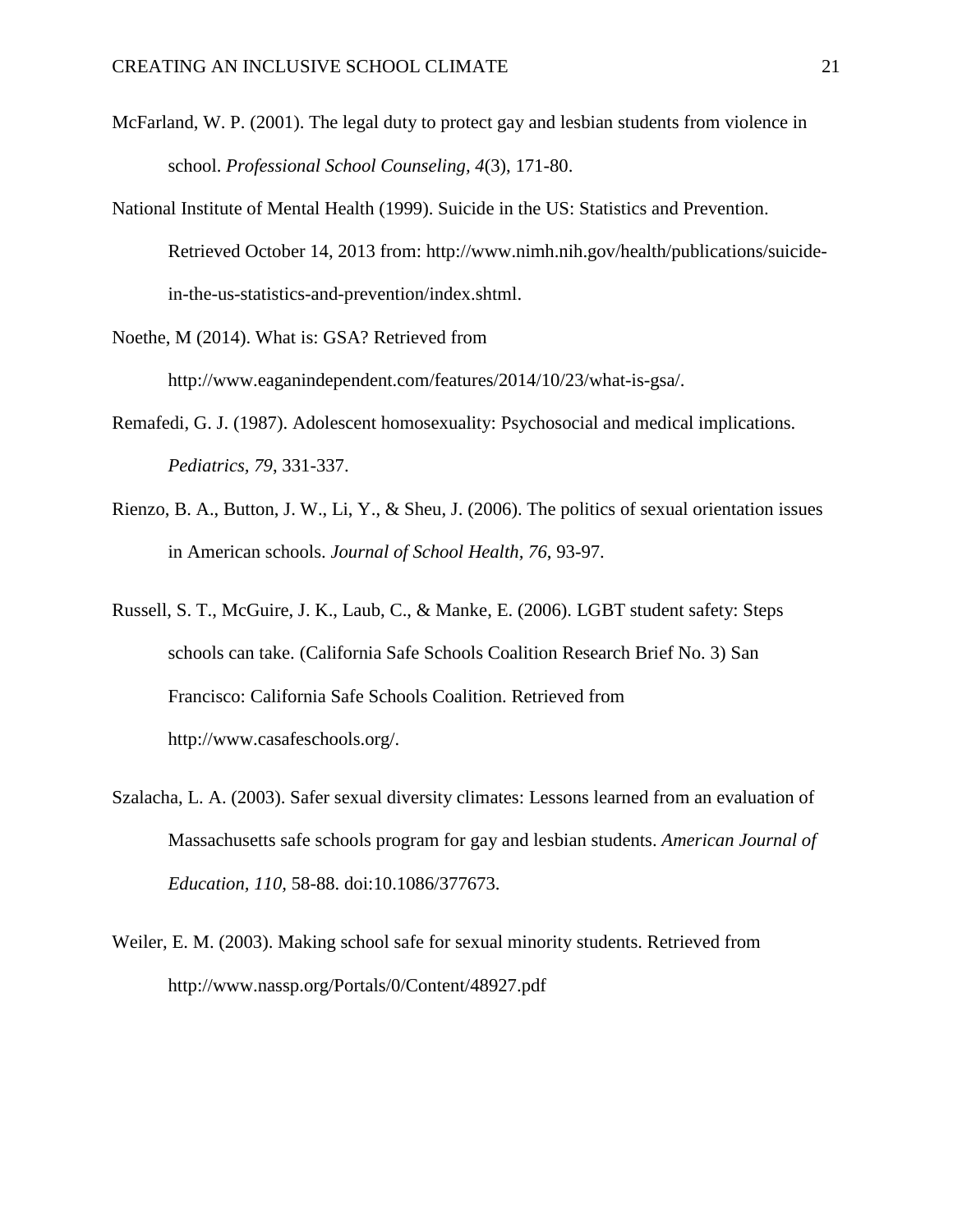McFarland, W. P. (2001). The legal duty to protect gay and lesbian students from violence in school. *Professional School Counseling, 4*(3), 171-80.

National Institute of Mental Health (1999). Suicide in the US: Statistics and Prevention. Retrieved October 14, 2013 from: http://www.nimh.nih.gov/health/publications/suicide-in-the-us-statistics-and-prevention/index.shtml.

Noethe, M (2014). What is: GSA? Retrieved from http://www.eaganindependent.com/features/2014/10/23/what-is-gsa/.

Remafedi, G. J. (1987). Adolescent homosexuality: Psychosocial and medical implications. *Pediatrics, 79*, 331-337.

Rienzo, B. A., Button, J. W., Li, Y., & Sheu, J. (2006). The politics of sexual orientation issues in American schools. *Journal of School Health, 76*, 93-97.

Russell, S. T., McGuire, J. K., Laub, C., & Manke, E. (2006). LGBT student safety: Steps schools can take. (California Safe Schools Coalition Research Brief No. 3) San Francisco: California Safe Schools Coalition. Retrieved from http://www.casafeschools.org/.

Szalacha, L. A. (2003). Safer sexual diversity climates: Lessons learned from an evaluation of Massachusetts safe schools program for gay and lesbian students. *American Journal of Education, 110,* 58-88. doi:10.1086/377673.

Weiler, E. M. (2003). Making school safe for sexual minority students. Retrieved from http://www.nassp.org/Portals/0/Content/48927.pdf